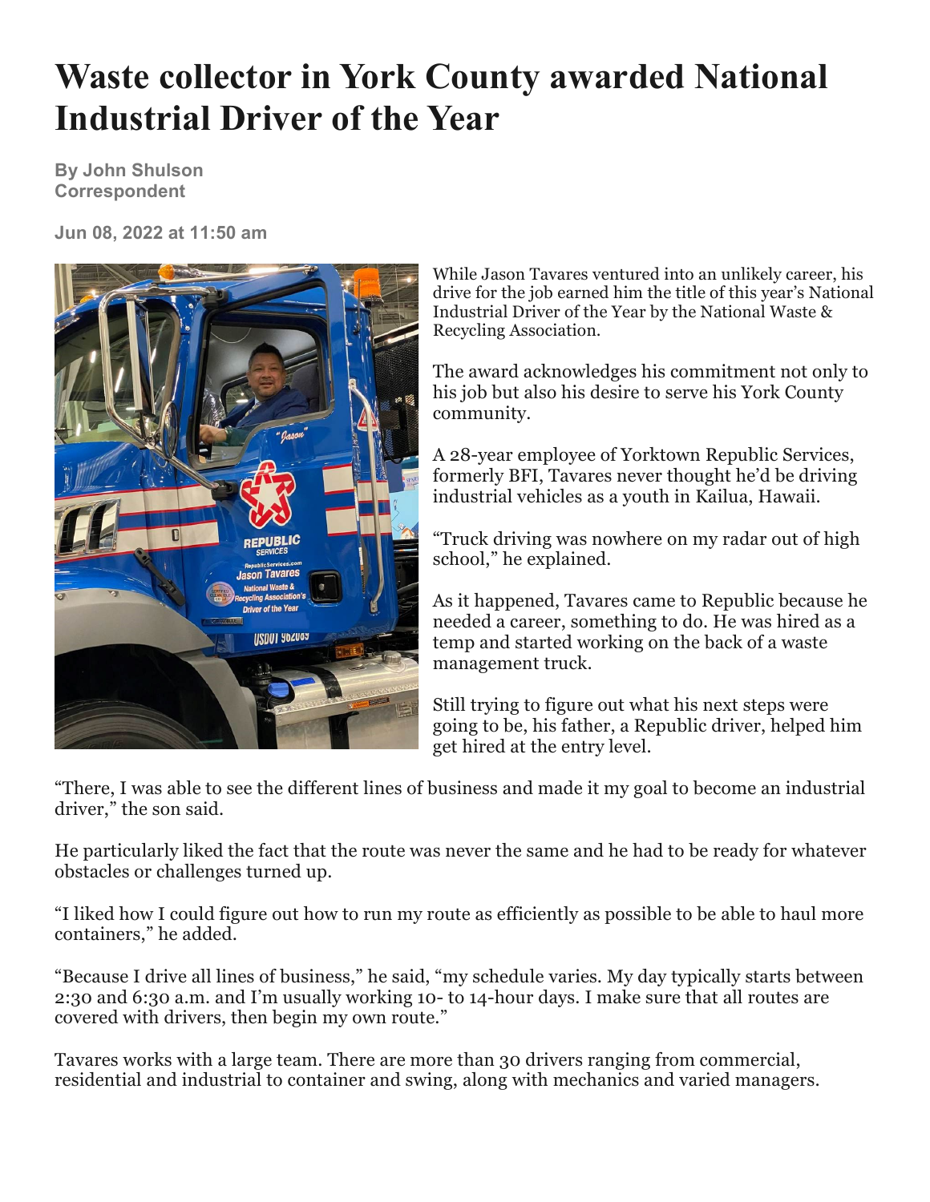# Waste collector in York County awarded National Industrial Driver of the Year

**By John Shulson**
**Correspondent**

**Jun 08, 2022 at 11:50 am**

While Jason Tavares ventured into an unlikely career, his drive for the job earned him the title of this year's National Industrial Driver of the Year by the National Waste & Recycling Association.

The award acknowledges his commitment not only to his job but also his desire to serve his York County community.

A 28-year employee of Yorktown Republic Services, formerly BFI, Tavares never thought he'd be driving industrial vehicles as a youth in Kailua, Hawaii.

"Truck driving was nowhere on my radar out of high school," he explained.

As it happened, Tavares came to Republic because he needed a career, something to do. He was hired as a temp and started working on the back of a waste management truck.

Still trying to figure out what his next steps were going to be, his father, a Republic driver, helped him get hired at the entry level.

"There, I was able to see the different lines of business and made it my goal to become an industrial driver," the son said.

He particularly liked the fact that the route was never the same and he had to be ready for whatever obstacles or challenges turned up.

"I liked how I could figure out how to run my route as efficiently as possible to be able to haul more containers," he added.

"Because I drive all lines of business," he said, "my schedule varies. My day typically starts between 2:30 and 6:30 a.m. and I'm usually working 10- to 14-hour days. I make sure that all routes are covered with drivers, then begin my own route."

Tavares works with a large team. There are more than 30 drivers ranging from commercial, residential and industrial to container and swing, along with mechanics and varied managers.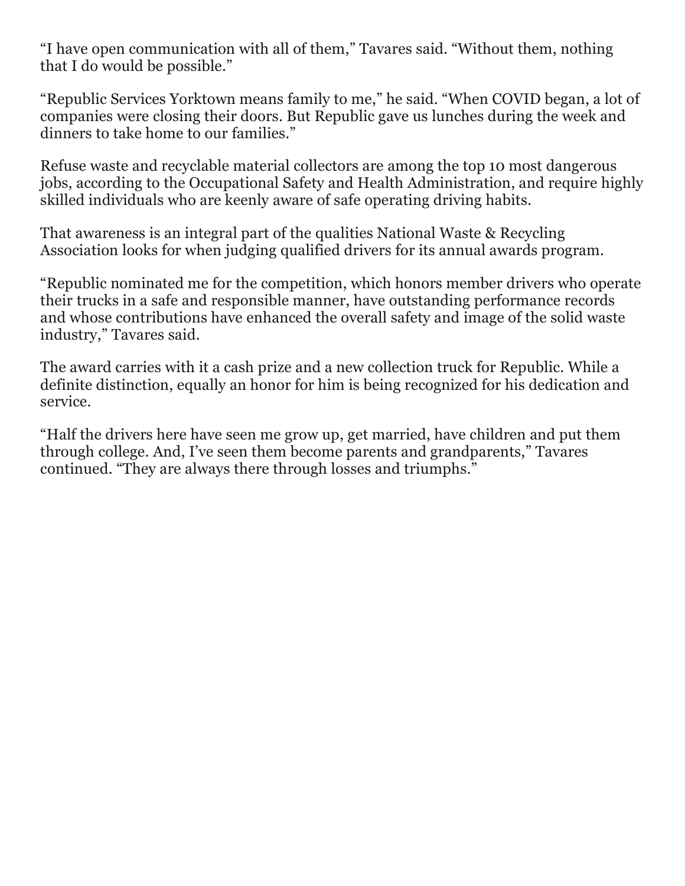"I have open communication with all of them," Tavares said. "Without them, nothing that I do would be possible."

"Republic Services Yorktown means family to me," he said. "When COVID began, a lot of companies were closing their doors. But Republic gave us lunches during the week and dinners to take home to our families."

Refuse waste and recyclable material collectors are among the top 10 most dangerous jobs, according to the Occupational Safety and Health Administration, and require highly skilled individuals who are keenly aware of safe operating driving habits.

That awareness is an integral part of the qualities National Waste & Recycling Association looks for when judging qualified drivers for its annual awards program.

"Republic nominated me for the competition, which honors member drivers who operate their trucks in a safe and responsible manner, have outstanding performance records and whose contributions have enhanced the overall safety and image of the solid waste industry," Tavares said.

The award carries with it a cash prize and a new collection truck for Republic. While a definite distinction, equally an honor for him is being recognized for his dedication and service.

"Half the drivers here have seen me grow up, get married, have children and put them through college. And, I've seen them become parents and grandparents," Tavares continued. "They are always there through losses and triumphs."